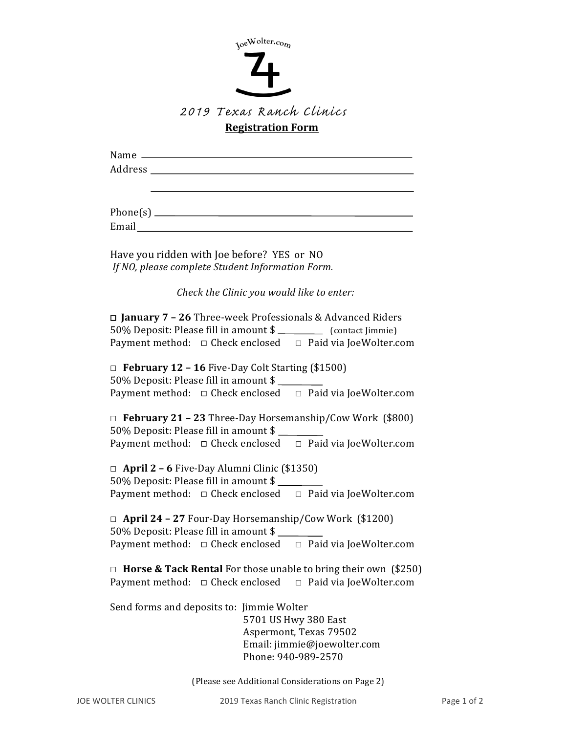JoeWolter.com

# 2019 Texas Ranch Clinics

## Registration Form

Name ______________________________________________

Address ____________________________________________

____________________________________________

Phone(s) ___________________________________________

Email ______________________________________________

Have you ridden with Joe before? YES or NO
*If NO, please complete Student Information Form.*

*Check the Clinic you would like to enter:*

□ **January 7 – 26** Three-week Professionals & Advanced Riders
50% Deposit: Please fill in amount $ ________ (contact Jimmie)
Payment method: □ Check enclosed □ Paid via JoeWolter.com

□ **February 12 – 16** Five-Day Colt Starting ($1500)
50% Deposit: Please fill in amount $ ________
Payment method: □ Check enclosed □ Paid via JoeWolter.com

□ **February 21 – 23** Three-Day Horsemanship/Cow Work ($800)
50% Deposit: Please fill in amount $ ________
Payment method: □ Check enclosed □ Paid via JoeWolter.com

□ **April 2 – 6** Five-Day Alumni Clinic ($1350)
50% Deposit: Please fill in amount $ ________
Payment method: □ Check enclosed □ Paid via JoeWolter.com

□ **April 24 – 27** Four-Day Horsemanship/Cow Work ($1200)
50% Deposit: Please fill in amount $ ________
Payment method: □ Check enclosed □ Paid via JoeWolter.com

□ **Horse & Tack Rental** For those unable to bring their own ($250)
Payment method: □ Check enclosed □ Paid via JoeWolter.com

Send forms and deposits to: Jimmie Wolter
5701 US Hwy 380 East
Aspermont, Texas 79502
Email: jimmie@joewolter.com
Phone: 940-989-2570

(Please see Additional Considerations on Page 2)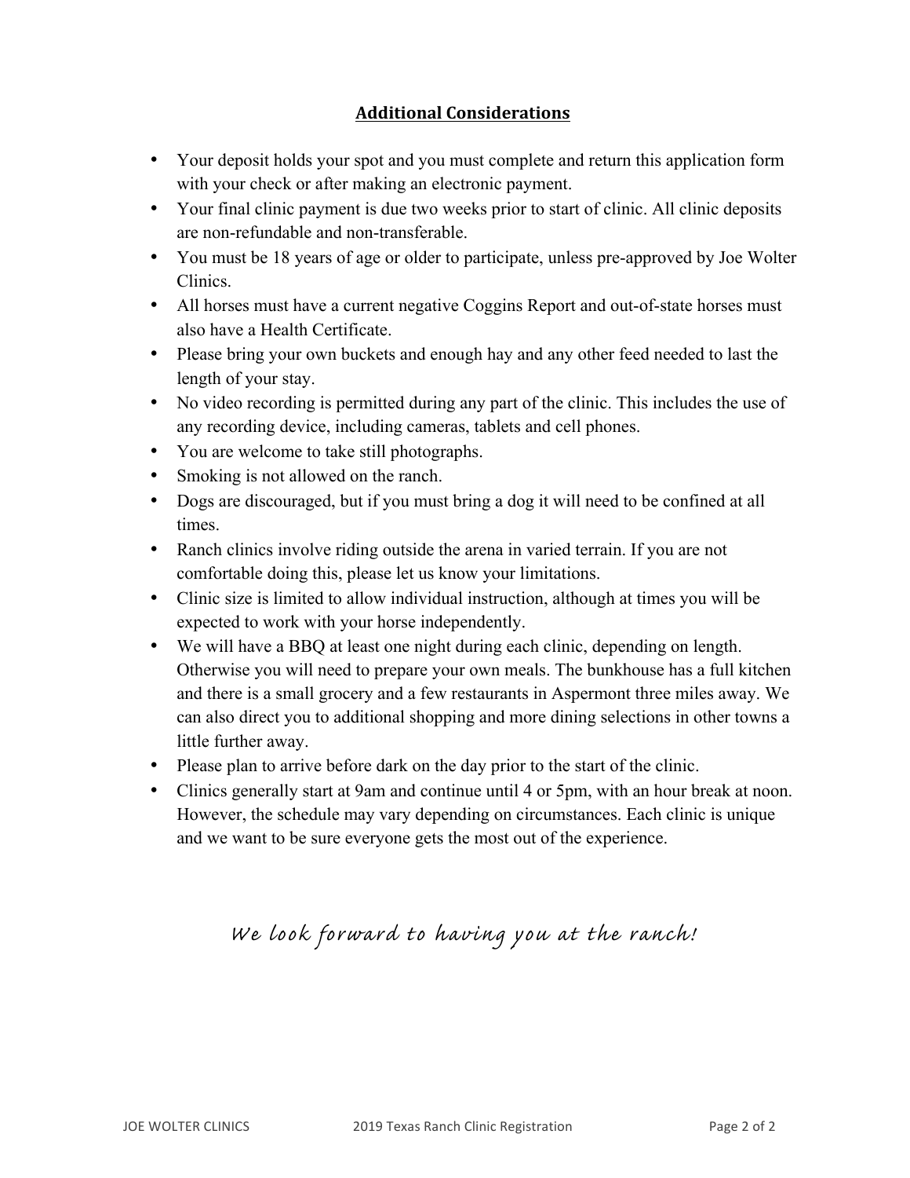## **Additional Considerations**

- Your deposit holds your spot and you must complete and return this application form with your check or after making an electronic payment.
- Your final clinic payment is due two weeks prior to start of clinic. All clinic deposits are non-refundable and non-transferable.
- You must be 18 years of age or older to participate, unless pre-approved by Joe Wolter Clinics.
- All horses must have a current negative Coggins Report and out-of-state horses must also have a Health Certificate.
- Please bring your own buckets and enough hay and any other feed needed to last the length of your stay.
- No video recording is permitted during any part of the clinic. This includes the use of any recording device, including cameras, tablets and cell phones.
- You are welcome to take still photographs.
- Smoking is not allowed on the ranch.
- Dogs are discouraged, but if you must bring a dog it will need to be confined at all times.
- Ranch clinics involve riding outside the arena in varied terrain. If you are not comfortable doing this, please let us know your limitations.
- Clinic size is limited to allow individual instruction, although at times you will be expected to work with your horse independently.
- We will have a BBQ at least one night during each clinic, depending on length. Otherwise you will need to prepare your own meals. The bunkhouse has a full kitchen and there is a small grocery and a few restaurants in Aspermont three miles away. We can also direct you to additional shopping and more dining selections in other towns a little further away.
- Please plan to arrive before dark on the day prior to the start of the clinic.
- Clinics generally start at 9am and continue until 4 or 5pm, with an hour break at noon. However, the schedule may vary depending on circumstances. Each clinic is unique and we want to be sure everyone gets the most out of the experience.

*We look forward to having you at the ranch!*